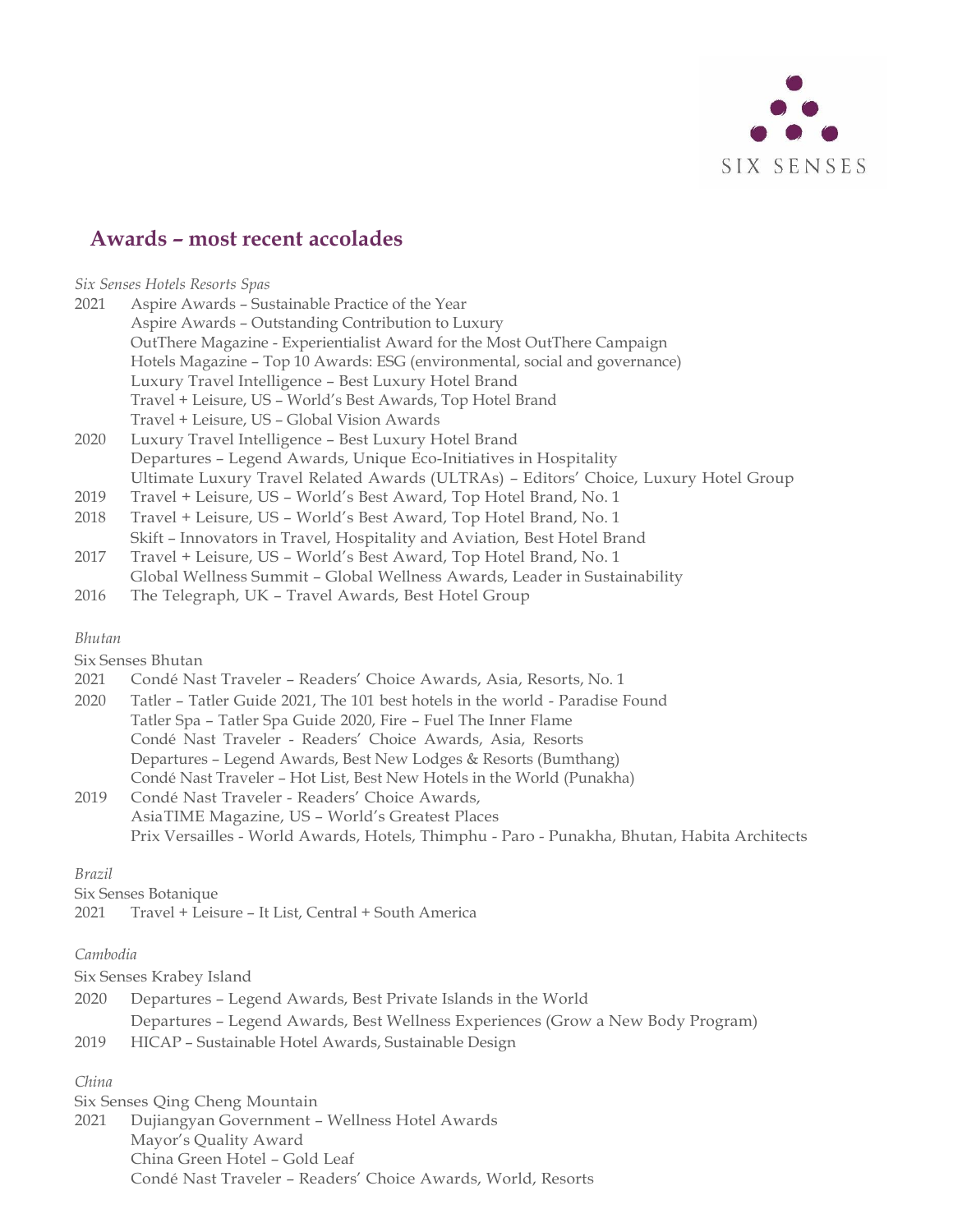SIX SENSES

## Awards – most recent accolades

*Six Senses Hotels Resorts Spas*

2021 Aspire Awards – Sustainable Practice of the Year
Aspire Awards – Outstanding Contribution to Luxury
OutThere Magazine - Experientialist Award for the Most OutThere Campaign
Hotels Magazine – Top 10 Awards: ESG (environmental, social and governance)
Luxury Travel Intelligence – Best Luxury Hotel Brand
Travel + Leisure, US – World's Best Awards, Top Hotel Brand
Travel + Leisure, US – Global Vision Awards

2020 Luxury Travel Intelligence – Best Luxury Hotel Brand
Departures – Legend Awards, Unique Eco-Initiatives in Hospitality
Ultimate Luxury Travel Related Awards (ULTRAs) – Editors' Choice, Luxury Hotel Group

2019 Travel + Leisure, US – World's Best Award, Top Hotel Brand, No. 1

2018 Travel + Leisure, US – World's Best Award, Top Hotel Brand, No. 1
Skift – Innovators in Travel, Hospitality and Aviation, Best Hotel Brand

2017 Travel + Leisure, US – World's Best Award, Top Hotel Brand, No. 1
Global Wellness Summit – Global Wellness Awards, Leader in Sustainability

2016 The Telegraph, UK – Travel Awards, Best Hotel Group

*Bhutan*

Six Senses Bhutan

2021 Condé Nast Traveler – Readers' Choice Awards, Asia, Resorts, No. 1

2020 Tatler – Tatler Guide 2021, The 101 best hotels in the world - Paradise Found
Tatler Spa – Tatler Spa Guide 2020, Fire – Fuel The Inner Flame
Condé Nast Traveler - Readers' Choice Awards, Asia, Resorts
Departures – Legend Awards, Best New Lodges & Resorts (Bumthang)
Condé Nast Traveler – Hot List, Best New Hotels in the World (Punakha)

2019 Condé Nast Traveler - Readers' Choice Awards,
AsiaTIME Magazine, US – World's Greatest Places
Prix Versailles - World Awards, Hotels, Thimphu - Paro - Punakha, Bhutan, Habita Architects

*Brazil*

Six Senses Botanique

2021 Travel + Leisure – It List, Central + South America

*Cambodia*

Six Senses Krabey Island

2020 Departures – Legend Awards, Best Private Islands in the World
Departures – Legend Awards, Best Wellness Experiences (Grow a New Body Program)

2019 HICAP – Sustainable Hotel Awards, Sustainable Design

*China*

Six Senses Qing Cheng Mountain

2021 Dujiangyan Government – Wellness Hotel Awards
Mayor's Quality Award
China Green Hotel – Gold Leaf
Condé Nast Traveler – Readers' Choice Awards, World, Resorts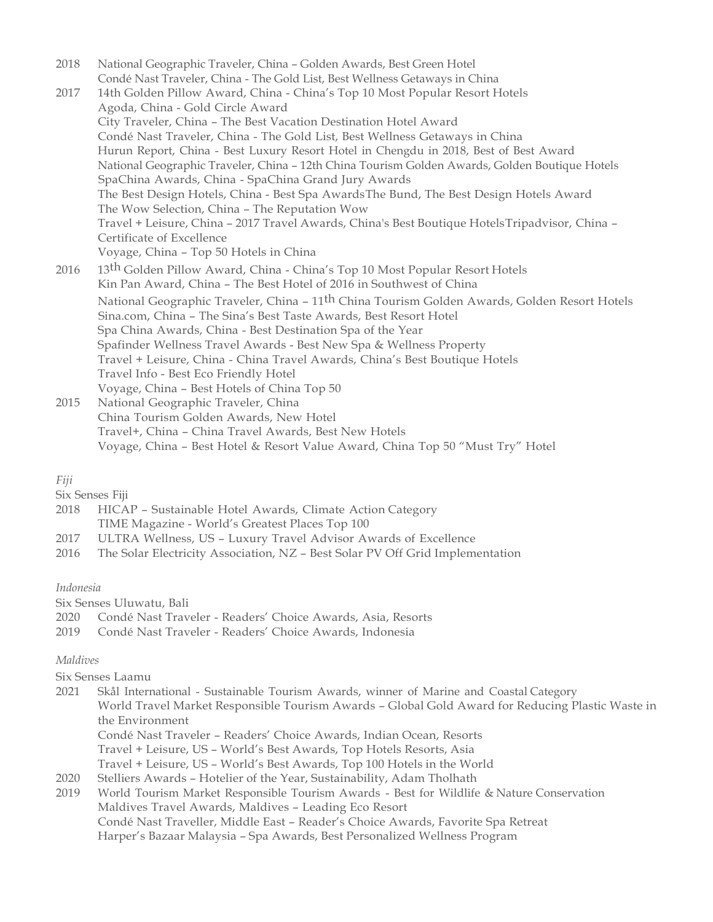2018 National Geographic Traveler, China – Golden Awards, Best Green Hotel
Condé Nast Traveler, China - The Gold List, Best Wellness Getaways in China

2017 14th Golden Pillow Award, China - China's Top 10 Most Popular Resort Hotels
Agoda, China - Gold Circle Award
City Traveler, China – The Best Vacation Destination Hotel Award
Condé Nast Traveler, China - The Gold List, Best Wellness Getaways in China
Hurun Report, China - Best Luxury Resort Hotel in Chengdu in 2018, Best of Best Award
National Geographic Traveler, China – 12th China Tourism Golden Awards, Golden Boutique Hotels
SpaChina Awards, China - SpaChina Grand Jury Awards
The Best Design Hotels, China - Best Spa AwardsThe Bund, The Best Design Hotels Award
The Wow Selection, China – The Reputation Wow
Travel + Leisure, China – 2017 Travel Awards, China's Best Boutique HotelsTripadvisor, China – Certificate of Excellence
Voyage, China – Top 50 Hotels in China

2016 13th Golden Pillow Award, China - China's Top 10 Most Popular Resort Hotels
Kin Pan Award, China – The Best Hotel of 2016 in Southwest of China
National Geographic Traveler, China – 11th China Tourism Golden Awards, Golden Resort Hotels
Sina.com, China – The Sina's Best Taste Awards, Best Resort Hotel
Spa China Awards, China - Best Destination Spa of the Year
Spafinder Wellness Travel Awards - Best New Spa & Wellness Property
Travel + Leisure, China - China Travel Awards, China's Best Boutique Hotels
Travel Info - Best Eco Friendly Hotel
Voyage, China – Best Hotels of China Top 50

2015 National Geographic Traveler, China
China Tourism Golden Awards, New Hotel
Travel+, China – China Travel Awards, Best New Hotels
Voyage, China – Best Hotel & Resort Value Award, China Top 50 "Must Try" Hotel

*Fiji*

Six Senses Fiji

2018 HICAP – Sustainable Hotel Awards, Climate Action Category
TIME Magazine - World's Greatest Places Top 100

2017 ULTRA Wellness, US – Luxury Travel Advisor Awards of Excellence

2016 The Solar Electricity Association, NZ – Best Solar PV Off Grid Implementation

*Indonesia*

Six Senses Uluwatu, Bali

2020 Condé Nast Traveler - Readers' Choice Awards, Asia, Resorts

2019 Condé Nast Traveler - Readers' Choice Awards, Indonesia

*Maldives*

Six Senses Laamu

2021 Skål International - Sustainable Tourism Awards, winner of Marine and Coastal Category
World Travel Market Responsible Tourism Awards – Global Gold Award for Reducing Plastic Waste in the Environment
Condé Nast Traveler – Readers' Choice Awards, Indian Ocean, Resorts
Travel + Leisure, US – World's Best Awards, Top Hotels Resorts, Asia
Travel + Leisure, US – World's Best Awards, Top 100 Hotels in the World

2020 Stelliers Awards – Hotelier of the Year, Sustainability, Adam Tholhath

2019 World Tourism Market Responsible Tourism Awards - Best for Wildlife & Nature Conservation
Maldives Travel Awards, Maldives – Leading Eco Resort
Condé Nast Traveller, Middle East – Reader's Choice Awards, Favorite Spa Retreat
Harper's Bazaar Malaysia – Spa Awards, Best Personalized Wellness Program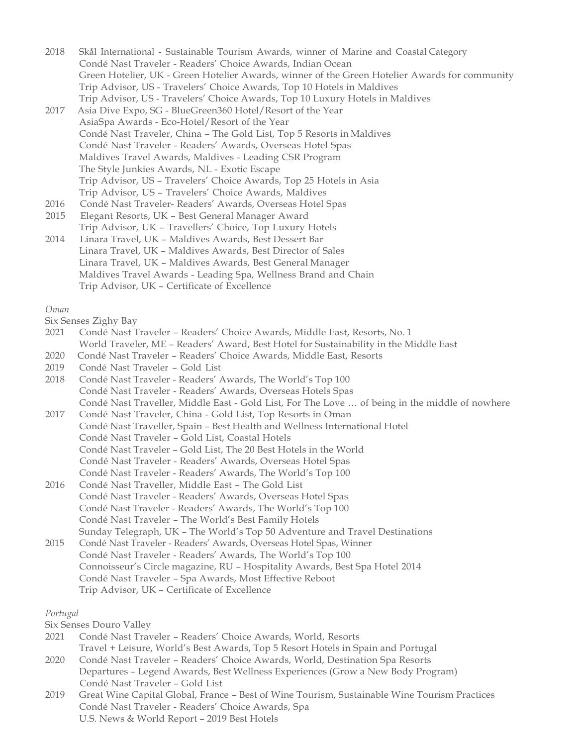2018 Skål International - Sustainable Tourism Awards, winner of Marine and Coastal Category
Condé Nast Traveler - Readers' Choice Awards, Indian Ocean
Green Hotelier, UK - Green Hotelier Awards, winner of the Green Hotelier Awards for community
Trip Advisor, US - Travelers' Choice Awards, Top 10 Hotels in Maldives
Trip Advisor, US - Travelers' Choice Awards, Top 10 Luxury Hotels in Maldives

2017 Asia Dive Expo, SG - BlueGreen360 Hotel/Resort of the Year
AsiaSpa Awards - Eco-Hotel/Resort of the Year
Condé Nast Traveler, China – The Gold List, Top 5 Resorts in Maldives
Condé Nast Traveler - Readers' Awards, Overseas Hotel Spas
Maldives Travel Awards, Maldives - Leading CSR Program
The Style Junkies Awards, NL - Exotic Escape
Trip Advisor, US – Travelers' Choice Awards, Top 25 Hotels in Asia
Trip Advisor, US – Travelers' Choice Awards, Maldives

2016 Condé Nast Traveler- Readers' Awards, Overseas Hotel Spas

2015 Elegant Resorts, UK – Best General Manager Award
Trip Advisor, UK – Travellers' Choice, Top Luxury Hotels

2014 Linara Travel, UK – Maldives Awards, Best Dessert Bar
Linara Travel, UK – Maldives Awards, Best Director of Sales
Linara Travel, UK – Maldives Awards, Best General Manager
Maldives Travel Awards - Leading Spa, Wellness Brand and Chain
Trip Advisor, UK – Certificate of Excellence

*Oman*

Six Senses Zighy Bay

2021 Condé Nast Traveler – Readers' Choice Awards, Middle East, Resorts, No. 1
World Traveler, ME – Readers' Award, Best Hotel for Sustainability in the Middle East

2020 Condé Nast Traveler – Readers' Choice Awards, Middle East, Resorts

2019 Condé Nast Traveler – Gold List

2018 Condé Nast Traveler - Readers' Awards, The World's Top 100
Condé Nast Traveler - Readers' Awards, Overseas Hotels Spas
Condé Nast Traveller, Middle East - Gold List, For The Love … of being in the middle of nowhere

2017 Condé Nast Traveler, China - Gold List, Top Resorts in Oman
Condé Nast Traveller, Spain – Best Health and Wellness International Hotel
Condé Nast Traveler – Gold List, Coastal Hotels
Condé Nast Traveler – Gold List, The 20 Best Hotels in the World
Condé Nast Traveler - Readers' Awards, Overseas Hotel Spas
Condé Nast Traveler - Readers' Awards, The World's Top 100

2016 Condé Nast Traveller, Middle East – The Gold List
Condé Nast Traveler - Readers' Awards, Overseas Hotel Spas
Condé Nast Traveler - Readers' Awards, The World's Top 100
Condé Nast Traveler – The World's Best Family Hotels
Sunday Telegraph, UK – The World's Top 50 Adventure and Travel Destinations

2015 Condé Nast Traveler - Readers' Awards, Overseas Hotel Spas, Winner
Condé Nast Traveler - Readers' Awards, The World's Top 100
Connoisseur's Circle magazine, RU – Hospitality Awards, Best Spa Hotel 2014
Condé Nast Traveler – Spa Awards, Most Effective Reboot
Trip Advisor, UK – Certificate of Excellence

*Portugal*

Six Senses Douro Valley

2021 Condé Nast Traveler – Readers' Choice Awards, World, Resorts
Travel + Leisure, World's Best Awards, Top 5 Resort Hotels in Spain and Portugal

2020 Condé Nast Traveler – Readers' Choice Awards, World, Destination Spa Resorts
Departures – Legend Awards, Best Wellness Experiences (Grow a New Body Program)
Condé Nast Traveler – Gold List

2019 Great Wine Capital Global, France – Best of Wine Tourism, Sustainable Wine Tourism Practices
Condé Nast Traveler - Readers' Choice Awards, Spa
U.S. News & World Report – 2019 Best Hotels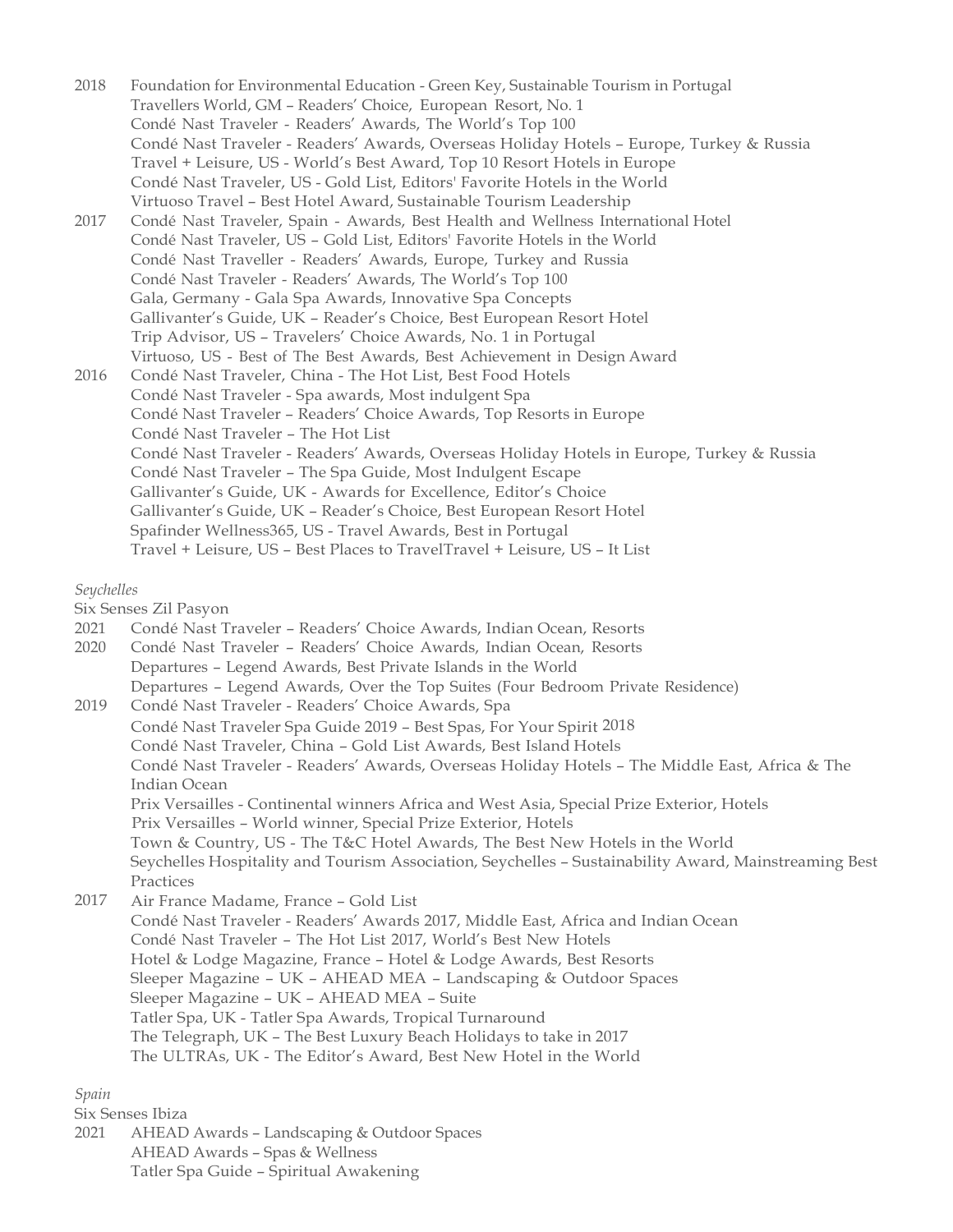2018 Foundation for Environmental Education - Green Key, Sustainable Tourism in Portugal
Travellers World, GM – Readers' Choice, European Resort, No. 1
Condé Nast Traveler - Readers' Awards, The World's Top 100
Condé Nast Traveler - Readers' Awards, Overseas Holiday Hotels – Europe, Turkey & Russia
Travel + Leisure, US - World's Best Award, Top 10 Resort Hotels in Europe
Condé Nast Traveler, US - Gold List, Editors' Favorite Hotels in the World
Virtuoso Travel – Best Hotel Award, Sustainable Tourism Leadership

2017 Condé Nast Traveler, Spain - Awards, Best Health and Wellness International Hotel
Condé Nast Traveler, US – Gold List, Editors' Favorite Hotels in the World
Condé Nast Traveller - Readers' Awards, Europe, Turkey and Russia
Condé Nast Traveler - Readers' Awards, The World's Top 100
Gala, Germany - Gala Spa Awards, Innovative Spa Concepts
Gallivanter's Guide, UK – Reader's Choice, Best European Resort Hotel
Trip Advisor, US – Travelers' Choice Awards, No. 1 in Portugal
Virtuoso, US - Best of The Best Awards, Best Achievement in Design Award

2016 Condé Nast Traveler, China - The Hot List, Best Food Hotels
Condé Nast Traveler - Spa awards, Most indulgent Spa
Condé Nast Traveler – Readers' Choice Awards, Top Resorts in Europe
Condé Nast Traveler – The Hot List
Condé Nast Traveler - Readers' Awards, Overseas Holiday Hotels in Europe, Turkey & Russia
Condé Nast Traveler – The Spa Guide, Most Indulgent Escape
Gallivanter's Guide, UK - Awards for Excellence, Editor's Choice
Gallivanter's Guide, UK – Reader's Choice, Best European Resort Hotel
Spafinder Wellness365, US - Travel Awards, Best in Portugal
Travel + Leisure, US – Best Places to TravelTravel + Leisure, US – It List

*Seychelles*

Six Senses Zil Pasyon

2021 Condé Nast Traveler – Readers' Choice Awards, Indian Ocean, Resorts

2020 Condé Nast Traveler – Readers' Choice Awards, Indian Ocean, Resorts
Departures – Legend Awards, Best Private Islands in the World
Departures – Legend Awards, Over the Top Suites (Four Bedroom Private Residence)

2019 Condé Nast Traveler - Readers' Choice Awards, Spa
Condé Nast Traveler Spa Guide 2019 – Best Spas, For Your Spirit 2018
Condé Nast Traveler, China – Gold List Awards, Best Island Hotels
Condé Nast Traveler - Readers' Awards, Overseas Holiday Hotels – The Middle East, Africa & The Indian Ocean
Prix Versailles - Continental winners Africa and West Asia, Special Prize Exterior, Hotels
Prix Versailles – World winner, Special Prize Exterior, Hotels
Town & Country, US - The T&C Hotel Awards, The Best New Hotels in the World
Seychelles Hospitality and Tourism Association, Seychelles – Sustainability Award, Mainstreaming Best Practices

2017 Air France Madame, France – Gold List
Condé Nast Traveler - Readers' Awards 2017, Middle East, Africa and Indian Ocean
Condé Nast Traveler – The Hot List 2017, World's Best New Hotels
Hotel & Lodge Magazine, France – Hotel & Lodge Awards, Best Resorts
Sleeper Magazine – UK – AHEAD MEA – Landscaping & Outdoor Spaces
Sleeper Magazine – UK – AHEAD MEA – Suite
Tatler Spa, UK - Tatler Spa Awards, Tropical Turnaround
The Telegraph, UK – The Best Luxury Beach Holidays to take in 2017
The ULTRAs, UK - The Editor's Award, Best New Hotel in the World

*Spain*

Six Senses Ibiza

2021 AHEAD Awards – Landscaping & Outdoor Spaces
AHEAD Awards – Spas & Wellness
Tatler Spa Guide – Spiritual Awakening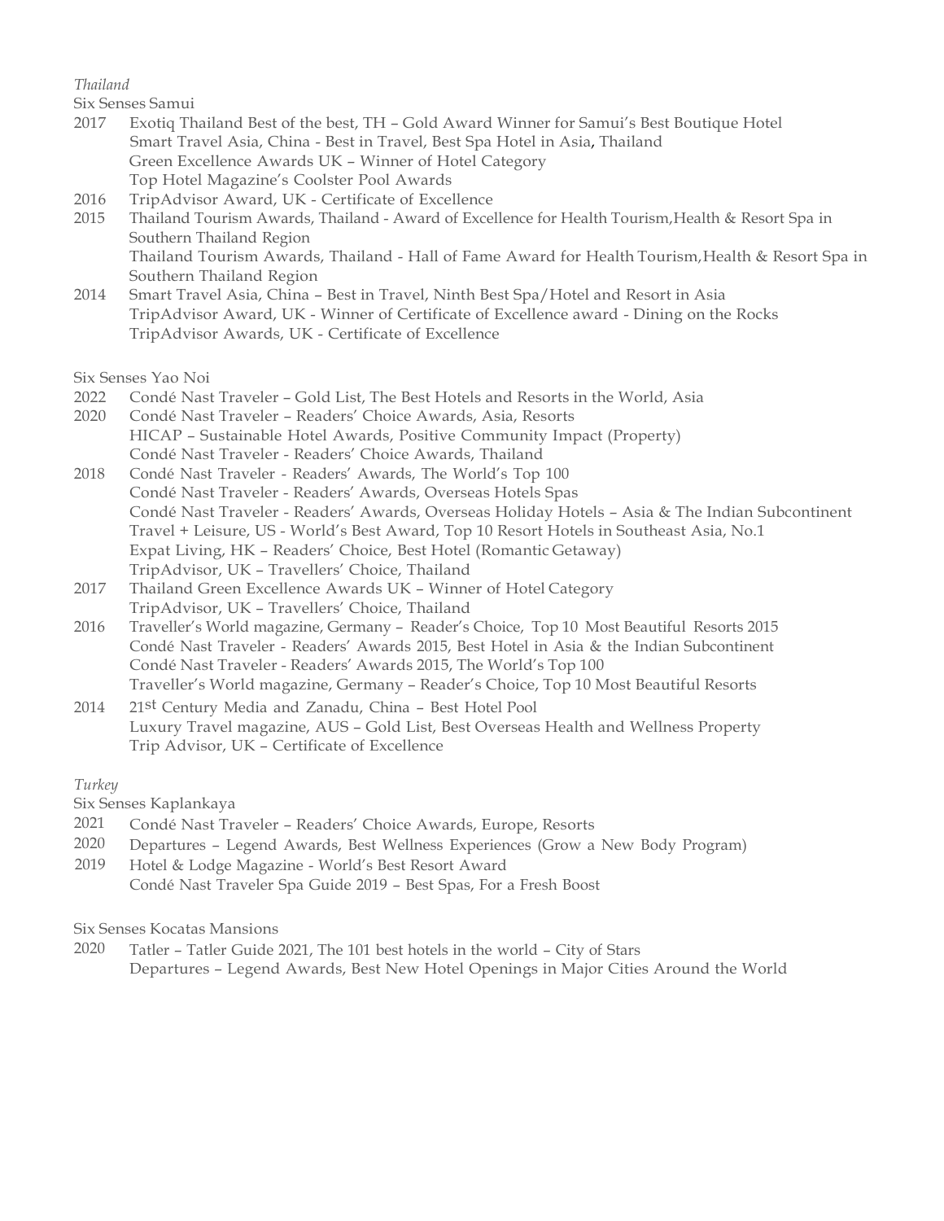*Thailand*

Six Senses Samui

2017 Exotiq Thailand Best of the best, TH – Gold Award Winner for Samui's Best Boutique Hotel
Smart Travel Asia, China - Best in Travel, Best Spa Hotel in Asia, Thailand
Green Excellence Awards UK – Winner of Hotel Category
Top Hotel Magazine's Coolster Pool Awards

2016 TripAdvisor Award, UK - Certificate of Excellence

2015 Thailand Tourism Awards, Thailand - Award of Excellence for Health Tourism, Health & Resort Spa in Southern Thailand Region
Thailand Tourism Awards, Thailand - Hall of Fame Award for Health Tourism, Health & Resort Spa in Southern Thailand Region

2014 Smart Travel Asia, China – Best in Travel, Ninth Best Spa/Hotel and Resort in Asia
TripAdvisor Award, UK - Winner of Certificate of Excellence award - Dining on the Rocks
TripAdvisor Awards, UK - Certificate of Excellence

Six Senses Yao Noi

2022 Condé Nast Traveler – Gold List, The Best Hotels and Resorts in the World, Asia

2020 Condé Nast Traveler – Readers' Choice Awards, Asia, Resorts
HICAP – Sustainable Hotel Awards, Positive Community Impact (Property)
Condé Nast Traveler - Readers' Choice Awards, Thailand

2018 Condé Nast Traveler - Readers' Awards, The World's Top 100
Condé Nast Traveler - Readers' Awards, Overseas Hotels Spas
Condé Nast Traveler - Readers' Awards, Overseas Holiday Hotels – Asia & The Indian Subcontinent
Travel + Leisure, US - World's Best Award, Top 10 Resort Hotels in Southeast Asia, No.1
Expat Living, HK – Readers' Choice, Best Hotel (Romantic Getaway)
TripAdvisor, UK – Travellers' Choice, Thailand

2017 Thailand Green Excellence Awards UK – Winner of Hotel Category
TripAdvisor, UK – Travellers' Choice, Thailand

2016 Traveller's World magazine, Germany – Reader's Choice, Top 10 Most Beautiful Resorts 2015
Condé Nast Traveler - Readers' Awards 2015, Best Hotel in Asia & the Indian Subcontinent
Condé Nast Traveler - Readers' Awards 2015, The World's Top 100
Traveller's World magazine, Germany – Reader's Choice, Top 10 Most Beautiful Resorts

2014 21st Century Media and Zanadu, China – Best Hotel Pool
Luxury Travel magazine, AUS – Gold List, Best Overseas Health and Wellness Property
Trip Advisor, UK – Certificate of Excellence

*Turkey*

Six Senses Kaplankaya

2021 Condé Nast Traveler – Readers' Choice Awards, Europe, Resorts

2020 Departures – Legend Awards, Best Wellness Experiences (Grow a New Body Program)

2019 Hotel & Lodge Magazine - World's Best Resort Award
Condé Nast Traveler Spa Guide 2019 – Best Spas, For a Fresh Boost

Six Senses Kocatas Mansions

2020 Tatler – Tatler Guide 2021, The 101 best hotels in the world – City of Stars
Departures – Legend Awards, Best New Hotel Openings in Major Cities Around the World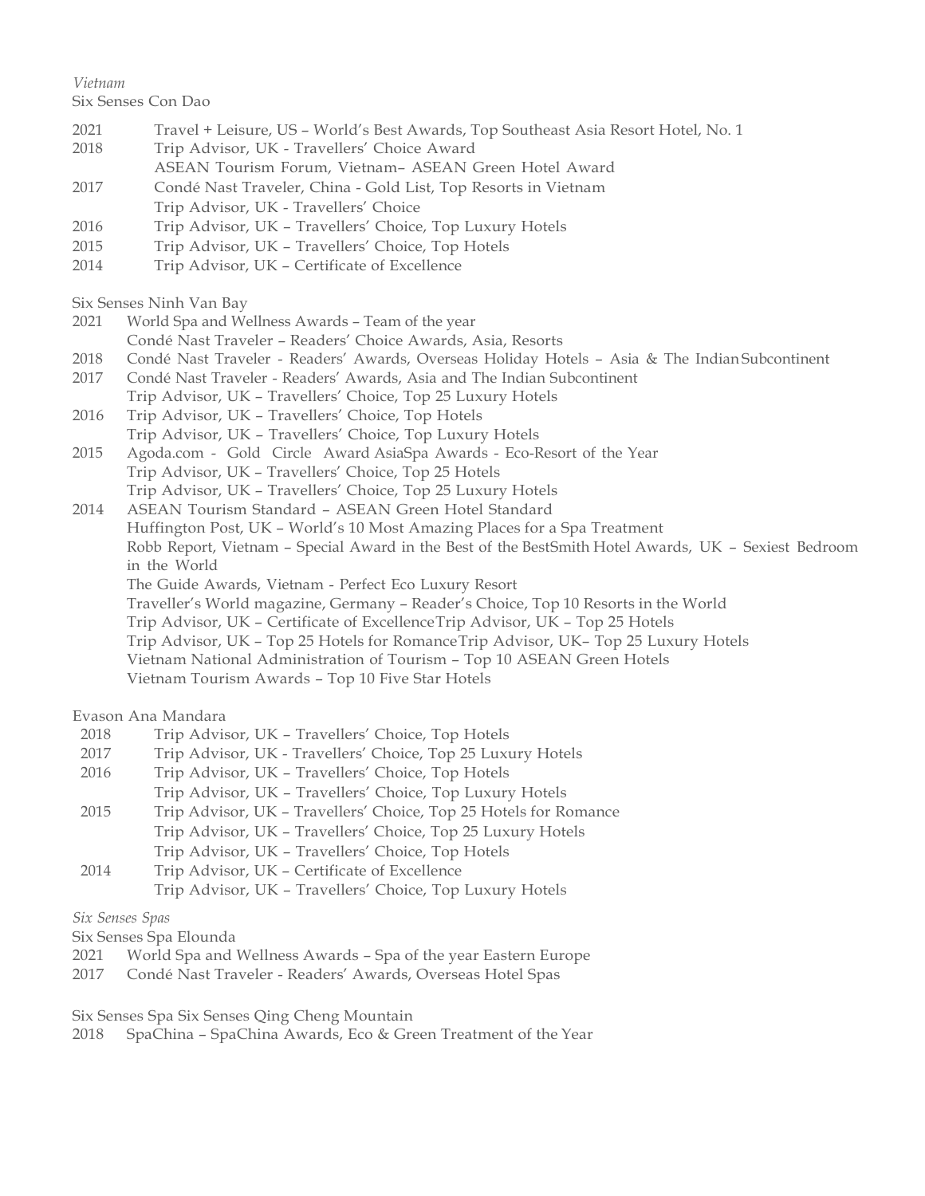*Vietnam*

Six Senses Con Dao

2021 Travel + Leisure, US – World's Best Awards, Top Southeast Asia Resort Hotel, No. 1
2018 Trip Advisor, UK - Travellers' Choice Award
ASEAN Tourism Forum, Vietnam– ASEAN Green Hotel Award
2017 Condé Nast Traveler, China - Gold List, Top Resorts in Vietnam
Trip Advisor, UK - Travellers' Choice
2016 Trip Advisor, UK – Travellers' Choice, Top Luxury Hotels
2015 Trip Advisor, UK – Travellers' Choice, Top Hotels
2014 Trip Advisor, UK – Certificate of Excellence

Six Senses Ninh Van Bay

2021 World Spa and Wellness Awards – Team of the year
Condé Nast Traveler – Readers' Choice Awards, Asia, Resorts
2018 Condé Nast Traveler - Readers' Awards, Overseas Holiday Hotels – Asia & The Indian Subcontinent
2017 Condé Nast Traveler - Readers' Awards, Asia and The Indian Subcontinent
Trip Advisor, UK – Travellers' Choice, Top 25 Luxury Hotels
2016 Trip Advisor, UK – Travellers' Choice, Top Hotels
Trip Advisor, UK – Travellers' Choice, Top Luxury Hotels
2015 Agoda.com - Gold Circle Award AsiaSpa Awards - Eco-Resort of the Year
Trip Advisor, UK – Travellers' Choice, Top 25 Hotels
Trip Advisor, UK – Travellers' Choice, Top 25 Luxury Hotels
2014 ASEAN Tourism Standard – ASEAN Green Hotel Standard
Huffington Post, UK – World's 10 Most Amazing Places for a Spa Treatment
Robb Report, Vietnam – Special Award in the Best of the BestSmith Hotel Awards, UK – Sexiest Bedroom in the World
The Guide Awards, Vietnam - Perfect Eco Luxury Resort
Traveller's World magazine, Germany – Reader's Choice, Top 10 Resorts in the World
Trip Advisor, UK – Certificate of ExcellenceTrip Advisor, UK – Top 25 Hotels
Trip Advisor, UK – Top 25 Hotels for RomanceTrip Advisor, UK– Top 25 Luxury Hotels
Vietnam National Administration of Tourism – Top 10 ASEAN Green Hotels
Vietnam Tourism Awards – Top 10 Five Star Hotels

Evason Ana Mandara

2018 Trip Advisor, UK – Travellers' Choice, Top Hotels
2017 Trip Advisor, UK - Travellers' Choice, Top 25 Luxury Hotels
2016 Trip Advisor, UK – Travellers' Choice, Top Hotels
Trip Advisor, UK – Travellers' Choice, Top Luxury Hotels
2015 Trip Advisor, UK – Travellers' Choice, Top 25 Hotels for Romance
Trip Advisor, UK – Travellers' Choice, Top 25 Luxury Hotels
Trip Advisor, UK – Travellers' Choice, Top Hotels
2014 Trip Advisor, UK – Certificate of Excellence
Trip Advisor, UK – Travellers' Choice, Top Luxury Hotels

*Six Senses Spas*

Six Senses Spa Elounda

2021 World Spa and Wellness Awards – Spa of the year Eastern Europe
2017 Condé Nast Traveler - Readers' Awards, Overseas Hotel Spas

Six Senses Spa Six Senses Qing Cheng Mountain

2018 SpaChina – SpaChina Awards, Eco & Green Treatment of the Year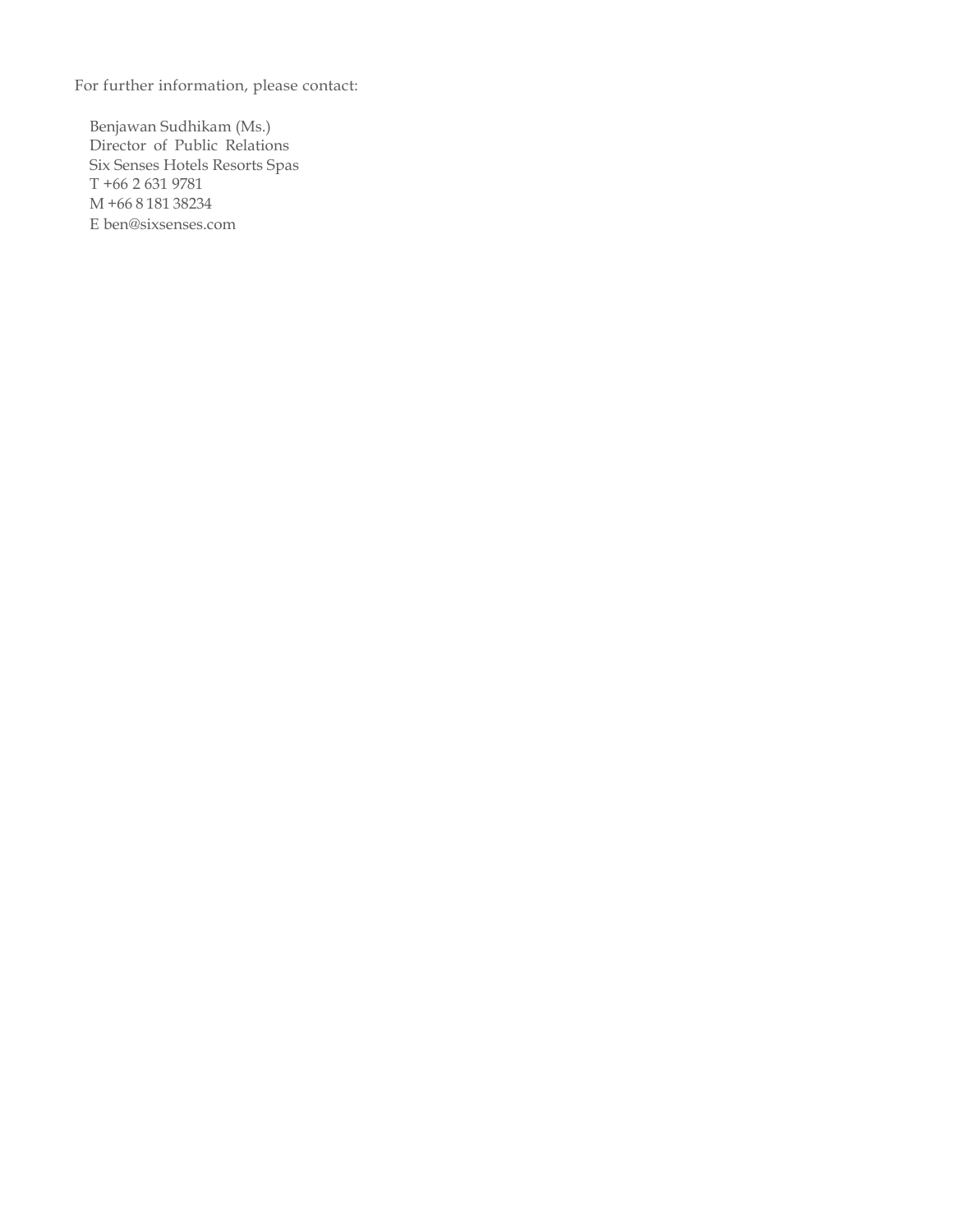For further information, please contact:

Benjawan Sudhikam (Ms.)
Director of Public Relations
Six Senses Hotels Resorts Spas
T +66 2 631 9781
M +66 8 181 38234
E ben@sixsenses.com